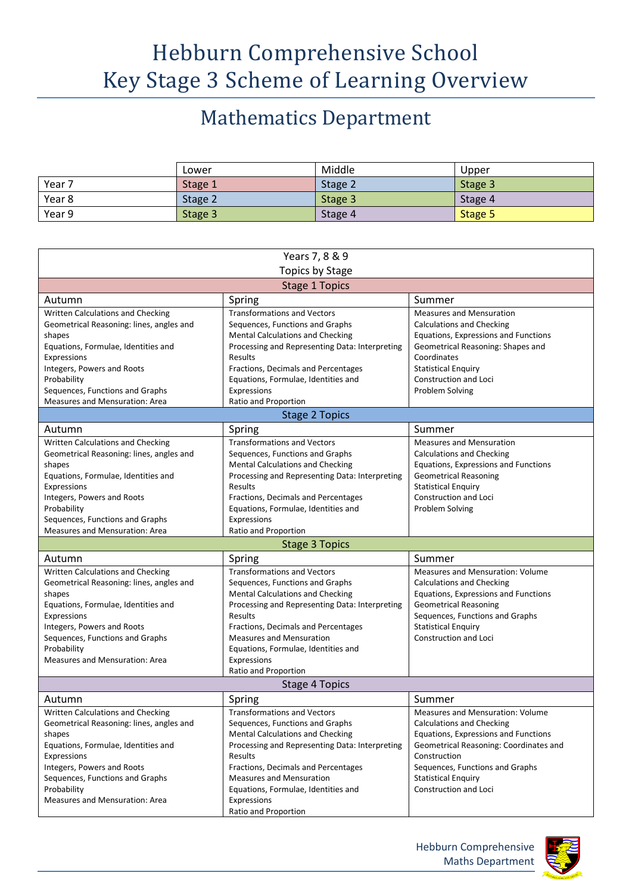# Hebburn Comprehensive School
# Key Stage 3 Scheme of Learning Overview

## Mathematics Department

| | Lower | Middle | Upper |
|---|---|---|---|
| Year 7 | Stage 1 | Stage 2 | Stage 3 |
| Year 8 | Stage 2 | Stage 3 | Stage 4 |
| Year 9 | Stage 3 | Stage 4 | Stage 5 |

**Years 7, 8 & 9**
**Topics by Stage**

### Stage 1 Topics

| Autumn | Spring | Summer |
|---|---|---|
| Written Calculations and Checking<br>Geometrical Reasoning: lines, angles and shapes<br>Equations, Formulae, Identities and Expressions<br>Integers, Powers and Roots<br>Probability<br>Sequences, Functions and Graphs<br>Measures and Mensuration: Area | Transformations and Vectors<br>Sequences, Functions and Graphs<br>Mental Calculations and Checking<br>Processing and Representing Data: Interpreting Results<br>Fractions, Decimals and Percentages<br>Equations, Formulae, Identities and Expressions<br>Ratio and Proportion | Measures and Mensuration<br>Calculations and Checking<br>Equations, Expressions and Functions<br>Geometrical Reasoning: Shapes and Coordinates<br>Statistical Enquiry<br>Construction and Loci<br>Problem Solving |

### Stage 2 Topics

| Autumn | Spring | Summer |
|---|---|---|
| Written Calculations and Checking<br>Geometrical Reasoning: lines, angles and shapes<br>Equations, Formulae, Identities and Expressions<br>Integers, Powers and Roots<br>Probability<br>Sequences, Functions and Graphs<br>Measures and Mensuration: Area | Transformations and Vectors<br>Sequences, Functions and Graphs<br>Mental Calculations and Checking<br>Processing and Representing Data: Interpreting Results<br>Fractions, Decimals and Percentages<br>Equations, Formulae, Identities and Expressions<br>Ratio and Proportion | Measures and Mensuration<br>Calculations and Checking<br>Equations, Expressions and Functions<br>Geometrical Reasoning<br>Statistical Enquiry<br>Construction and Loci<br>Problem Solving |

### Stage 3 Topics

| Autumn | Spring | Summer |
|---|---|---|
| Written Calculations and Checking<br>Geometrical Reasoning: lines, angles and shapes<br>Equations, Formulae, Identities and Expressions<br>Integers, Powers and Roots<br>Sequences, Functions and Graphs<br>Probability<br>Measures and Mensuration: Area | Transformations and Vectors<br>Sequences, Functions and Graphs<br>Mental Calculations and Checking<br>Processing and Representing Data: Interpreting Results<br>Fractions, Decimals and Percentages<br>Measures and Mensuration<br>Equations, Formulae, Identities and Expressions<br>Ratio and Proportion | Measures and Mensuration: Volume<br>Calculations and Checking<br>Equations, Expressions and Functions<br>Geometrical Reasoning<br>Sequences, Functions and Graphs<br>Statistical Enquiry<br>Construction and Loci |

### Stage 4 Topics

| Autumn | Spring | Summer |
|---|---|---|
| Written Calculations and Checking<br>Geometrical Reasoning: lines, angles and shapes<br>Equations, Formulae, Identities and Expressions<br>Integers, Powers and Roots<br>Sequences, Functions and Graphs<br>Probability<br>Measures and Mensuration: Area | Transformations and Vectors<br>Sequences, Functions and Graphs<br>Mental Calculations and Checking<br>Processing and Representing Data: Interpreting Results<br>Fractions, Decimals and Percentages<br>Measures and Mensuration<br>Equations, Formulae, Identities and Expressions<br>Ratio and Proportion | Measures and Mensuration: Volume<br>Calculations and Checking<br>Equations, Expressions and Functions<br>Geometrical Reasoning: Coordinates and Construction<br>Sequences, Functions and Graphs<br>Statistical Enquiry<br>Construction and Loci |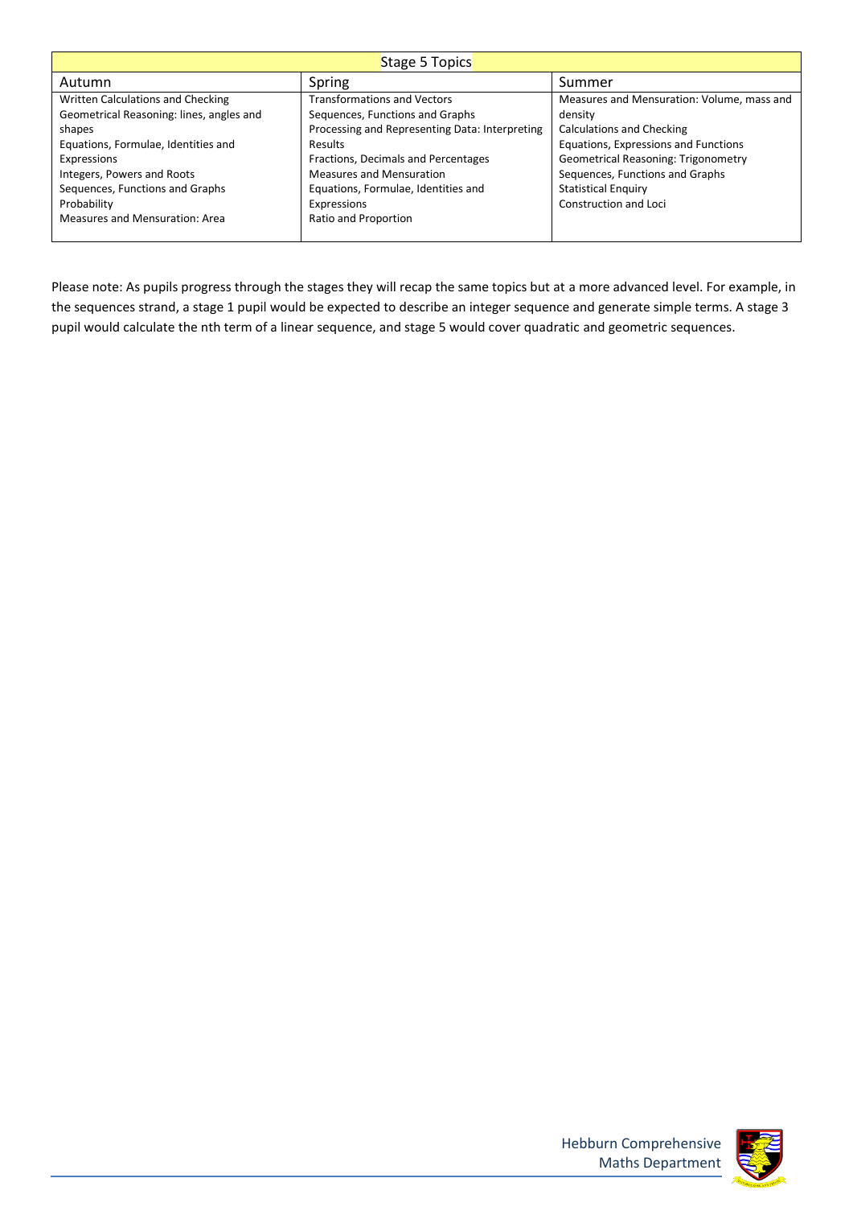| Stage 5 Topics | | |
|---|---|---|
| Autumn | Spring | Summer |
| Written Calculations and Checking<br>Geometrical Reasoning: lines, angles and shapes<br>Equations, Formulae, Identities and Expressions<br>Integers, Powers and Roots<br>Sequences, Functions and Graphs<br>Probability<br>Measures and Mensuration: Area | Transformations and Vectors<br>Sequences, Functions and Graphs<br>Processing and Representing Data: Interpreting Results<br>Fractions, Decimals and Percentages<br>Measures and Mensuration<br>Equations, Formulae, Identities and Expressions<br>Ratio and Proportion | Measures and Mensuration: Volume, mass and density<br>Calculations and Checking<br>Equations, Expressions and Functions<br>Geometrical Reasoning: Trigonometry<br>Sequences, Functions and Graphs<br>Statistical Enquiry<br>Construction and Loci |

Please note: As pupils progress through the stages they will recap the same topics but at a more advanced level. For example, in the sequences strand, a stage 1 pupil would be expected to describe an integer sequence and generate simple terms. A stage 3 pupil would calculate the nth term of a linear sequence, and stage 5 would cover quadratic and geometric sequences.